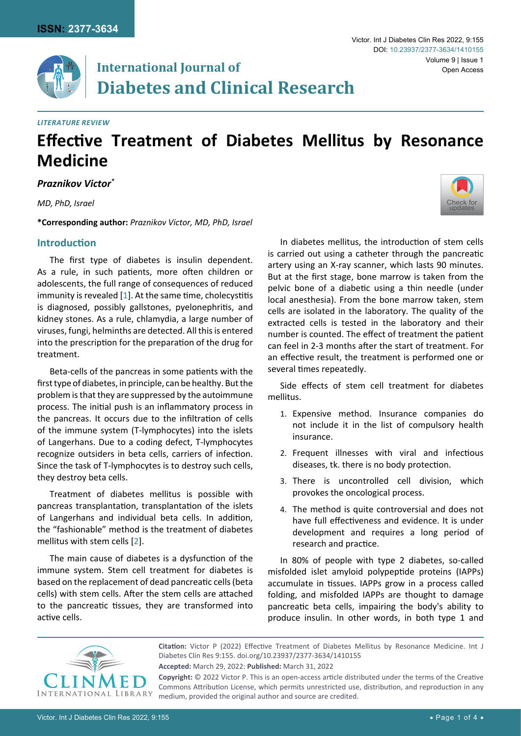*LITERATURE REVIEW*

# Effective Treatment of Diabetes Mellitus by Resonance Medicine

***Praznikov Victor****

*MD, PhD, Israel*

**\*Corresponding author:** *Praznikov Victor, MD, PhD, Israel*

## Introduction

The first type of diabetes is insulin dependent. As a rule, in such patients, more often children or adolescents, the full range of consequences of reduced immunity is revealed [1]. At the same time, cholecystitis is diagnosed, possibly gallstones, pyelonephritis, and kidney stones. As a rule, chlamydia, a large number of viruses, fungi, helminths are detected. All this is entered into the prescription for the preparation of the drug for treatment.

Beta-cells of the pancreas in some patients with the first type of diabetes, in principle, can be healthy. But the problem is that they are suppressed by the autoimmune process. The initial push is an inflammatory process in the pancreas. It occurs due to the infiltration of cells of the immune system (T-lymphocytes) into the islets of Langerhans. Due to a coding defect, T-lymphocytes recognize outsiders in beta cells, carriers of infection. Since the task of T-lymphocytes is to destroy such cells, they destroy beta cells.

Treatment of diabetes mellitus is possible with pancreas transplantation, transplantation of the islets of Langerhans and individual beta cells. In addition, the "fashionable" method is the treatment of diabetes mellitus with stem cells [2].

The main cause of diabetes is a dysfunction of the immune system. Stem cell treatment for diabetes is based on the replacement of dead pancreatic cells (beta cells) with stem cells. After the stem cells are attached to the pancreatic tissues, they are transformed into active cells.

In diabetes mellitus, the introduction of stem cells is carried out using a catheter through the pancreatic artery using an X-ray scanner, which lasts 90 minutes. But at the first stage, bone marrow is taken from the pelvic bone of a diabetic using a thin needle (under local anesthesia). From the bone marrow taken, stem cells are isolated in the laboratory. The quality of the extracted cells is tested in the laboratory and their number is counted. The effect of treatment the patient can feel in 2-3 months after the start of treatment. For an effective result, the treatment is performed one or several times repeatedly.

Side effects of stem cell treatment for diabetes mellitus.

1. Expensive method. Insurance companies do not include it in the list of compulsory health insurance.
2. Frequent illnesses with viral and infectious diseases, tk. there is no body protection.
3. There is uncontrolled cell division, which provokes the oncological process.
4. The method is quite controversial and does not have full effectiveness and evidence. It is under development and requires a long period of research and practice.

In 80% of people with type 2 diabetes, so-called misfolded islet amyloid polypeptide proteins (IAPPs) accumulate in tissues. IAPPs grow in a process called folding, and misfolded IAPPs are thought to damage pancreatic beta cells, impairing the body's ability to produce insulin. In other words, in both type 1 and

**Citation:** Victor P (2022) Effective Treatment of Diabetes Mellitus by Resonance Medicine. Int J Diabetes Clin Res 9:155. doi.org/10.23937/2377-3634/1410155

**Accepted:** March 29, 2022: **Published:** March 31, 2022

**Copyright:** © 2022 Victor P. This is an open-access article distributed under the terms of the Creative Commons Attribution License, which permits unrestricted use, distribution, and reproduction in any medium, provided the original author and source are credited.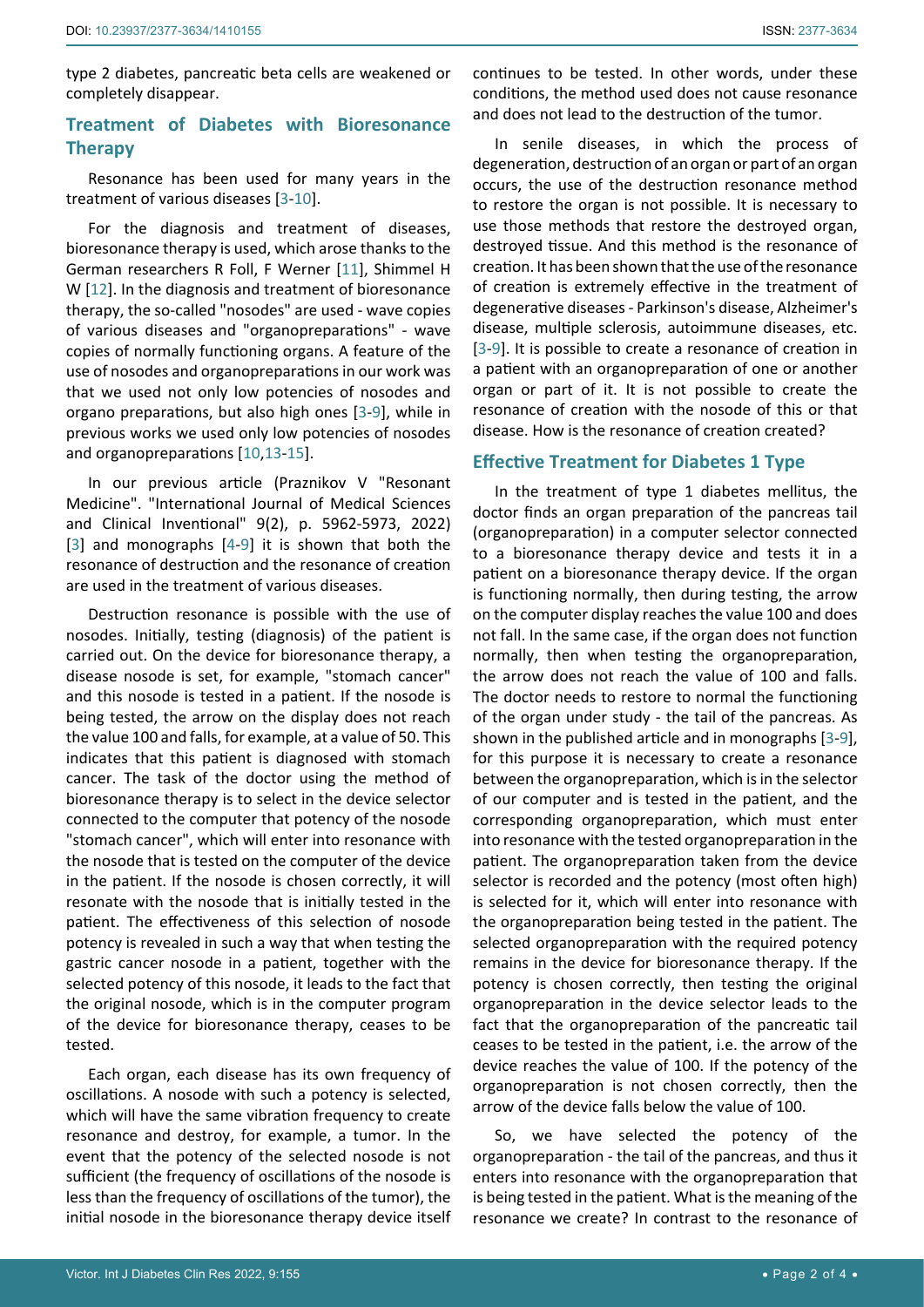type 2 diabetes, pancreatic beta cells are weakened or completely disappear.

## Treatment of Diabetes with Bioresonance Therapy

Resonance has been used for many years in the treatment of various diseases [3-10].

For the diagnosis and treatment of diseases, bioresonance therapy is used, which arose thanks to the German researchers R Foll, F Werner [11], Shimmel H W [12]. In the diagnosis and treatment of bioresonance therapy, the so-called "nosodes" are used - wave copies of various diseases and "organopreparations" - wave copies of normally functioning organs. A feature of the use of nosodes and organopreparations in our work was that we used not only low potencies of nosodes and organo preparations, but also high ones [3-9], while in previous works we used only low potencies of nosodes and organopreparations [10,13-15].

In our previous article (Praznikov V "Resonant Medicine". "International Journal of Medical Sciences and Clinical Inventional" 9(2), p. 5962-5973, 2022) [3] and monographs [4-9] it is shown that both the resonance of destruction and the resonance of creation are used in the treatment of various diseases.

Destruction resonance is possible with the use of nosodes. Initially, testing (diagnosis) of the patient is carried out. On the device for bioresonance therapy, a disease nosode is set, for example, "stomach cancer" and this nosode is tested in a patient. If the nosode is being tested, the arrow on the display does not reach the value 100 and falls, for example, at a value of 50. This indicates that this patient is diagnosed with stomach cancer. The task of the doctor using the method of bioresonance therapy is to select in the device selector connected to the computer that potency of the nosode "stomach cancer", which will enter into resonance with the nosode that is tested on the computer of the device in the patient. If the nosode is chosen correctly, it will resonate with the nosode that is initially tested in the patient. The effectiveness of this selection of nosode potency is revealed in such a way that when testing the gastric cancer nosode in a patient, together with the selected potency of this nosode, it leads to the fact that the original nosode, which is in the computer program of the device for bioresonance therapy, ceases to be tested.

Each organ, each disease has its own frequency of oscillations. A nosode with such a potency is selected, which will have the same vibration frequency to create resonance and destroy, for example, a tumor. In the event that the potency of the selected nosode is not sufficient (the frequency of oscillations of the nosode is less than the frequency of oscillations of the tumor), the initial nosode in the bioresonance therapy device itself continues to be tested. In other words, under these conditions, the method used does not cause resonance and does not lead to the destruction of the tumor.

In senile diseases, in which the process of degeneration, destruction of an organ or part of an organ occurs, the use of the destruction resonance method to restore the organ is not possible. It is necessary to use those methods that restore the destroyed organ, destroyed tissue. And this method is the resonance of creation. It has been shown that the use of the resonance of creation is extremely effective in the treatment of degenerative diseases - Parkinson's disease, Alzheimer's disease, multiple sclerosis, autoimmune diseases, etc. [3-9]. It is possible to create a resonance of creation in a patient with an organopreparation of one or another organ or part of it. It is not possible to create the resonance of creation with the nosode of this or that disease. How is the resonance of creation created?

### Effective Treatment for Diabetes 1 Type

In the treatment of type 1 diabetes mellitus, the doctor finds an organ preparation of the pancreas tail (organopreparation) in a computer selector connected to a bioresonance therapy device and tests it in a patient on a bioresonance therapy device. If the organ is functioning normally, then during testing, the arrow on the computer display reaches the value 100 and does not fall. In the same case, if the organ does not function normally, then when testing the organopreparation, the arrow does not reach the value of 100 and falls. The doctor needs to restore to normal the functioning of the organ under study - the tail of the pancreas. As shown in the published article and in monographs [3-9], for this purpose it is necessary to create a resonance between the organopreparation, which is in the selector of our computer and is tested in the patient, and the corresponding organopreparation, which must enter into resonance with the tested organopreparation in the patient. The organopreparation taken from the device selector is recorded and the potency (most often high) is selected for it, which will enter into resonance with the organopreparation being tested in the patient. The selected organopreparation with the required potency remains in the device for bioresonance therapy. If the potency is chosen correctly, then testing the original organopreparation in the device selector leads to the fact that the organopreparation of the pancreatic tail ceases to be tested in the patient, i.e. the arrow of the device reaches the value of 100. If the potency of the organopreparation is not chosen correctly, then the arrow of the device falls below the value of 100.

So, we have selected the potency of the organopreparation - the tail of the pancreas, and thus it enters into resonance with the organopreparation that is being tested in the patient. What is the meaning of the resonance we create? In contrast to the resonance of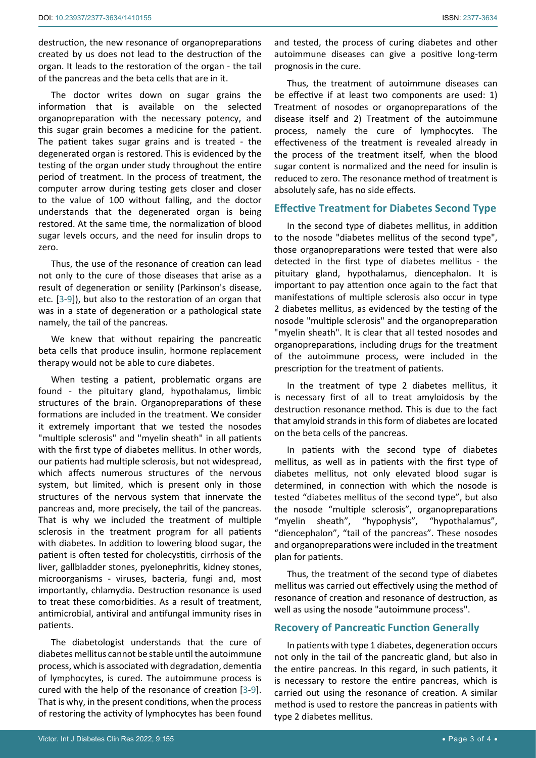destruction, the new resonance of organopreparations created by us does not lead to the destruction of the organ. It leads to the restoration of the organ - the tail of the pancreas and the beta cells that are in it.

The doctor writes down on sugar grains the information that is available on the selected organopreparation with the necessary potency, and this sugar grain becomes a medicine for the patient. The patient takes sugar grains and is treated - the degenerated organ is restored. This is evidenced by the testing of the organ under study throughout the entire period of treatment. In the process of treatment, the computer arrow during testing gets closer and closer to the value of 100 without falling, and the doctor understands that the degenerated organ is being restored. At the same time, the normalization of blood sugar levels occurs, and the need for insulin drops to zero.

Thus, the use of the resonance of creation can lead not only to the cure of those diseases that arise as a result of degeneration or senility (Parkinson's disease, etc. [3-9]), but also to the restoration of an organ that was in a state of degeneration or a pathological state namely, the tail of the pancreas.

We knew that without repairing the pancreatic beta cells that produce insulin, hormone replacement therapy would not be able to cure diabetes.

When testing a patient, problematic organs are found - the pituitary gland, hypothalamus, limbic structures of the brain. Organopreparations of these formations are included in the treatment. We consider it extremely important that we tested the nosodes "multiple sclerosis" and "myelin sheath" in all patients with the first type of diabetes mellitus. In other words, our patients had multiple sclerosis, but not widespread, which affects numerous structures of the nervous system, but limited, which is present only in those structures of the nervous system that innervate the pancreas and, more precisely, the tail of the pancreas. That is why we included the treatment of multiple sclerosis in the treatment program for all patients with diabetes. In addition to lowering blood sugar, the patient is often tested for cholecystitis, cirrhosis of the liver, gallbladder stones, pyelonephritis, kidney stones, microorganisms - viruses, bacteria, fungi and, most importantly, chlamydia. Destruction resonance is used to treat these comorbidities. As a result of treatment, antimicrobial, antiviral and antifungal immunity rises in patients.

The diabetologist understands that the cure of diabetes mellitus cannot be stable until the autoimmune process, which is associated with degradation, dementia of lymphocytes, is cured. The autoimmune process is cured with the help of the resonance of creation [3-9]. That is why, in the present conditions, when the process of restoring the activity of lymphocytes has been found and tested, the process of curing diabetes and other autoimmune diseases can give a positive long-term prognosis in the cure.

Thus, the treatment of autoimmune diseases can be effective if at least two components are used: 1) Treatment of nosodes or organopreparations of the disease itself and 2) Treatment of the autoimmune process, namely the cure of lymphocytes. The effectiveness of the treatment is revealed already in the process of the treatment itself, when the blood sugar content is normalized and the need for insulin is reduced to zero. The resonance method of treatment is absolutely safe, has no side effects.

## Effective Treatment for Diabetes Second Type

In the second type of diabetes mellitus, in addition to the nosode "diabetes mellitus of the second type", those organopreparations were tested that were also detected in the first type of diabetes mellitus - the pituitary gland, hypothalamus, diencephalon. It is important to pay attention once again to the fact that manifestations of multiple sclerosis also occur in type 2 diabetes mellitus, as evidenced by the testing of the nosode "multiple sclerosis" and the organopreparation "myelin sheath". It is clear that all tested nosodes and organopreparations, including drugs for the treatment of the autoimmune process, were included in the prescription for the treatment of patients.

In the treatment of type 2 diabetes mellitus, it is necessary first of all to treat amyloidosis by the destruction resonance method. This is due to the fact that amyloid strands in this form of diabetes are located on the beta cells of the pancreas.

In patients with the second type of diabetes mellitus, as well as in patients with the first type of diabetes mellitus, not only elevated blood sugar is determined, in connection with which the nosode is tested "diabetes mellitus of the second type", but also the nosode "multiple sclerosis", organopreparations "myelin sheath", "hypophysis", "hypothalamus", "diencephalon", "tail of the pancreas". These nosodes and organopreparations were included in the treatment plan for patients.

Thus, the treatment of the second type of diabetes mellitus was carried out effectively using the method of resonance of creation and resonance of destruction, as well as using the nosode "autoimmune process".

## Recovery of Pancreatic Function Generally

In patients with type 1 diabetes, degeneration occurs not only in the tail of the pancreatic gland, but also in the entire pancreas. In this regard, in such patients, it is necessary to restore the entire pancreas, which is carried out using the resonance of creation. A similar method is used to restore the pancreas in patients with type 2 diabetes mellitus.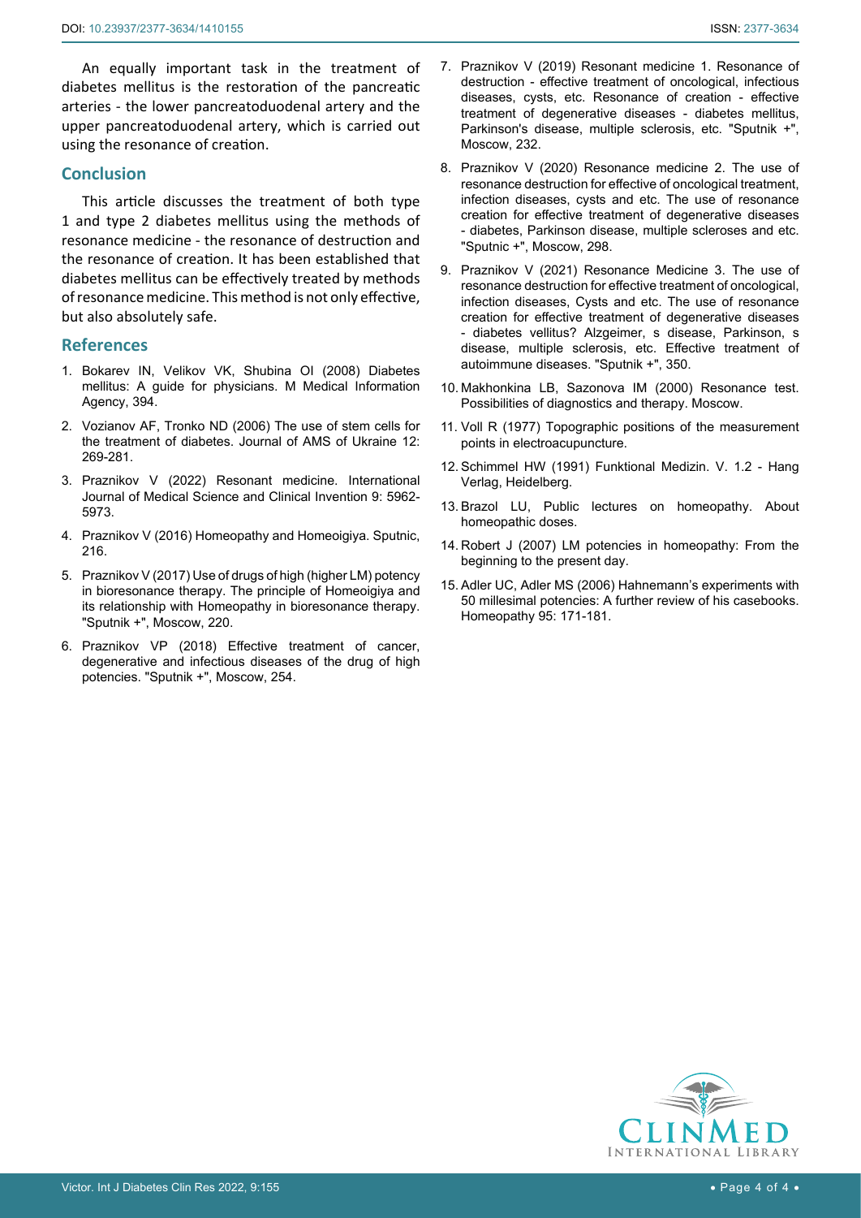An equally important task in the treatment of diabetes mellitus is the restoration of the pancreatic arteries - the lower pancreatoduodenal artery and the upper pancreatoduodenal artery, which is carried out using the resonance of creation.

## Conclusion

This article discusses the treatment of both type 1 and type 2 diabetes mellitus using the methods of resonance medicine - the resonance of destruction and the resonance of creation. It has been established that diabetes mellitus can be effectively treated by methods of resonance medicine. This method is not only effective, but also absolutely safe.

## References

1. Bokarev IN, Velikov VK, Shubina OI (2008) Diabetes mellitus: A guide for physicians. M Medical Information Agency, 394.
2. Vozianov AF, Tronko ND (2006) The use of stem cells for the treatment of diabetes. Journal of AMS of Ukraine 12: 269-281.
3. Praznikov V (2022) Resonant medicine. International Journal of Medical Science and Clinical Invention 9: 5962-5973.
4. Praznikov V (2016) Homeopathy and Homeoigiya. Sputnic, 216.
5. Praznikov V (2017) Use of drugs of high (higher LM) potency in bioresonance therapy. The principle of Homeoigiya and its relationship with Homeopathy in bioresonance therapy. "Sputnik +", Moscow, 220.
6. Praznikov VP (2018) Effective treatment of cancer, degenerative and infectious diseases of the drug of high potencies. "Sputnik +", Moscow, 254.
7. Praznikov V (2019) Resonant medicine 1. Resonance of destruction - effective treatment of oncological, infectious diseases, cysts, etc. Resonance of creation - effective treatment of degenerative diseases - diabetes mellitus, Parkinson's disease, multiple sclerosis, etc. "Sputnik +", Moscow, 232.
8. Praznikov V (2020) Resonance medicine 2. The use of resonance destruction for effective of oncological treatment, infection diseases, cysts and etc. The use of resonance creation for effective treatment of degenerative diseases - diabetes, Parkinson disease, multiple scleroses and etc. "Sputnic +", Moscow, 298.
9. Praznikov V (2021) Resonance Medicine 3. The use of resonance destruction for effective treatment of oncological, infection diseases, Cysts and etc. The use of resonance creation for effective treatment of degenerative diseases - diabetes vellitus? Alzgeimer, s disease, Parkinson, s disease, multiple sclerosis, etc. Effective treatment of autoimmune diseases. "Sputnik +", 350.
10. Makhonkina LB, Sazonova IM (2000) Resonance test. Possibilities of diagnostics and therapy. Moscow.
11. Voll R (1977) Topographic positions of the measurement points in electroacupuncture.
12. Schimmel HW (1991) Funktional Medizin. V. 1.2 - Hang Verlag, Heidelberg.
13. Brazol LU, Public lectures on homeopathy. About homeopathic doses.
14. Robert J (2007) LM potencies in homeopathy: From the beginning to the present day.
15. Adler UC, Adler MS (2006) Hahnemann's experiments with 50 millesimal potencies: A further review of his casebooks. Homeopathy 95: 171-181.